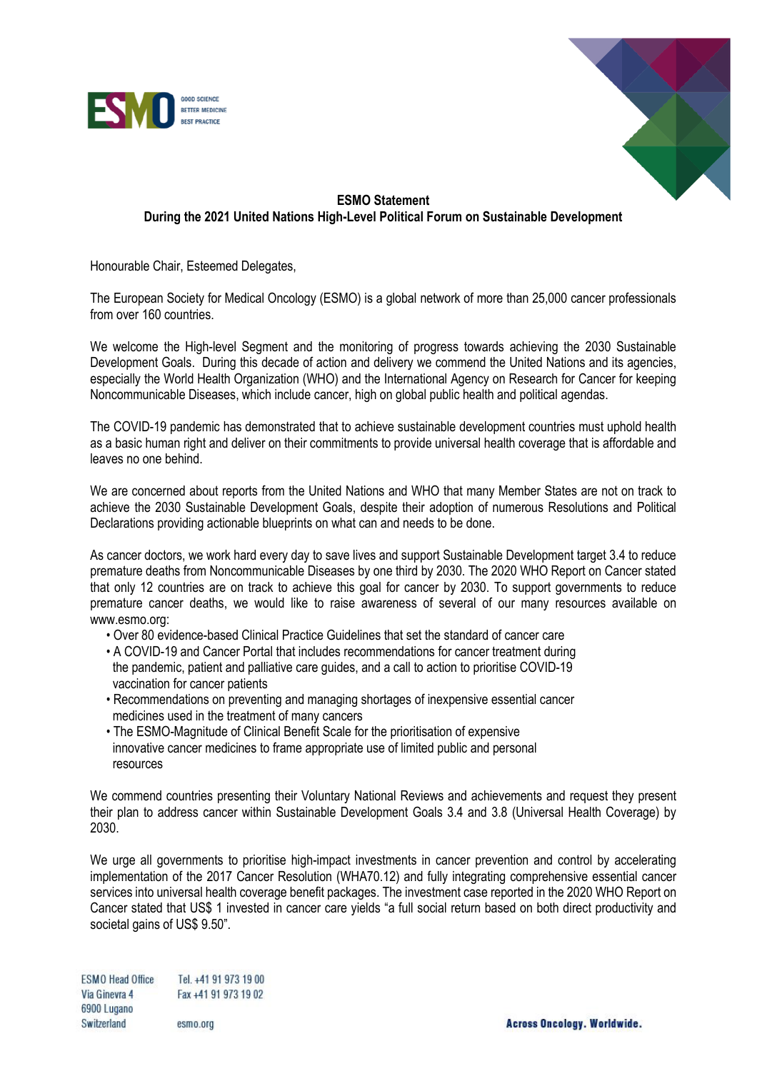**ESMO Statement**
**During the 2021 United Nations High-Level Political Forum on Sustainable Development**

Honourable Chair, Esteemed Delegates,

The European Society for Medical Oncology (ESMO) is a global network of more than 25,000 cancer professionals from over 160 countries.

We welcome the High-level Segment and the monitoring of progress towards achieving the 2030 Sustainable Development Goals. During this decade of action and delivery we commend the United Nations and its agencies, especially the World Health Organization (WHO) and the International Agency on Research for Cancer for keeping Noncommunicable Diseases, which include cancer, high on global public health and political agendas.

The COVID-19 pandemic has demonstrated that to achieve sustainable development countries must uphold health as a basic human right and deliver on their commitments to provide universal health coverage that is affordable and leaves no one behind.

We are concerned about reports from the United Nations and WHO that many Member States are not on track to achieve the 2030 Sustainable Development Goals, despite their adoption of numerous Resolutions and Political Declarations providing actionable blueprints on what can and needs to be done.

As cancer doctors, we work hard every day to save lives and support Sustainable Development target 3.4 to reduce premature deaths from Noncommunicable Diseases by one third by 2030. The 2020 WHO Report on Cancer stated that only 12 countries are on track to achieve this goal for cancer by 2030. To support governments to reduce premature cancer deaths, we would like to raise awareness of several of our many resources available on www.esmo.org:

- Over 80 evidence-based Clinical Practice Guidelines that set the standard of cancer care
- A COVID-19 and Cancer Portal that includes recommendations for cancer treatment during the pandemic, patient and palliative care guides, and a call to action to prioritise COVID-19 vaccination for cancer patients
- Recommendations on preventing and managing shortages of inexpensive essential cancer medicines used in the treatment of many cancers
- The ESMO-Magnitude of Clinical Benefit Scale for the prioritisation of expensive innovative cancer medicines to frame appropriate use of limited public and personal resources

We commend countries presenting their Voluntary National Reviews and achievements and request they present their plan to address cancer within Sustainable Development Goals 3.4 and 3.8 (Universal Health Coverage) by 2030.

We urge all governments to prioritise high-impact investments in cancer prevention and control by accelerating implementation of the 2017 Cancer Resolution (WHA70.12) and fully integrating comprehensive essential cancer services into universal health coverage benefit packages. The investment case reported in the 2020 WHO Report on Cancer stated that US$ 1 invested in cancer care yields "a full social return based on both direct productivity and societal gains of US$ 9.50".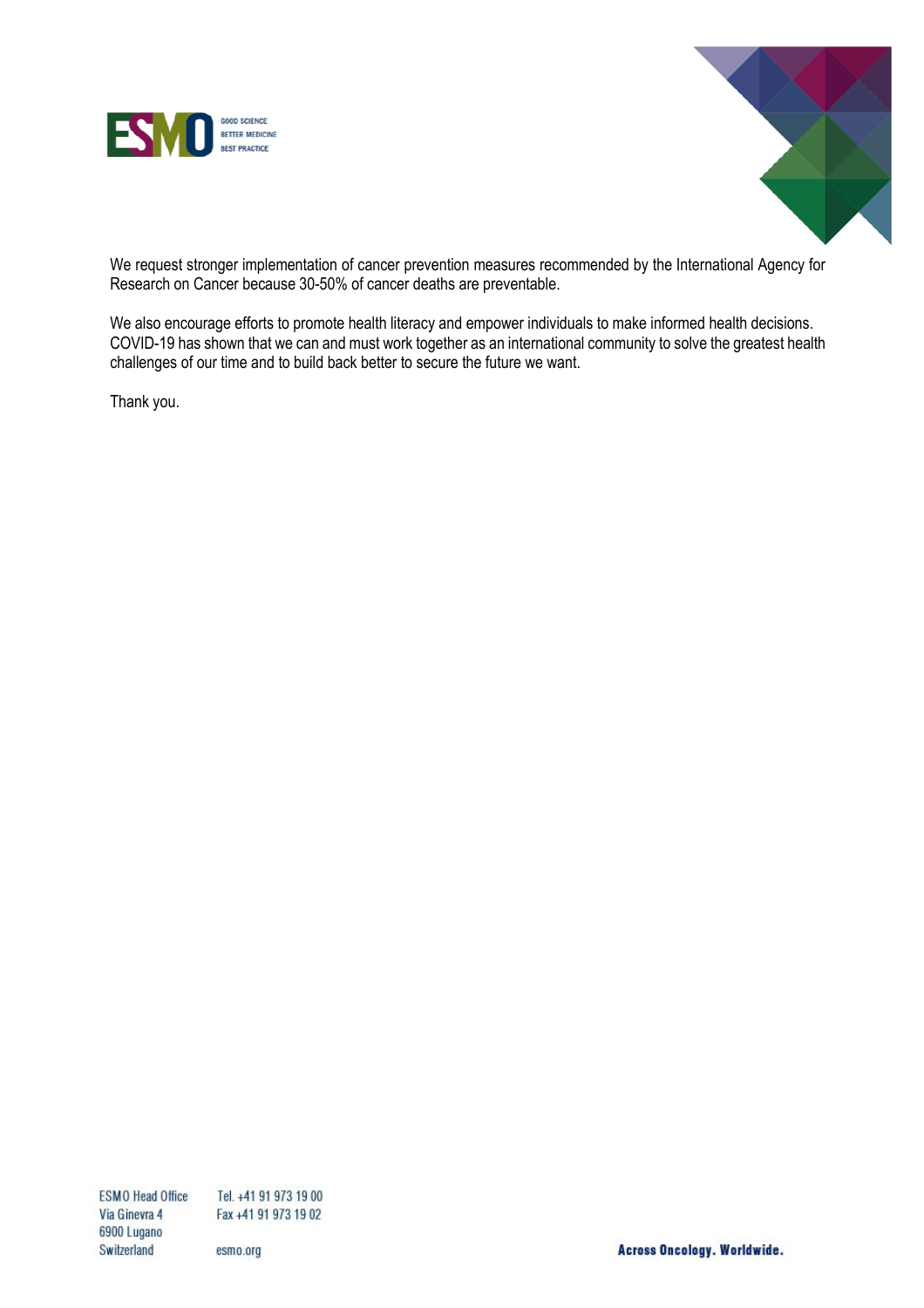We request stronger implementation of cancer prevention measures recommended by the International Agency for Research on Cancer because 30-50% of cancer deaths are preventable.

We also encourage efforts to promote health literacy and empower individuals to make informed health decisions. COVID-19 has shown that we can and must work together as an international community to solve the greatest health challenges of our time and to build back better to secure the future we want.

Thank you.